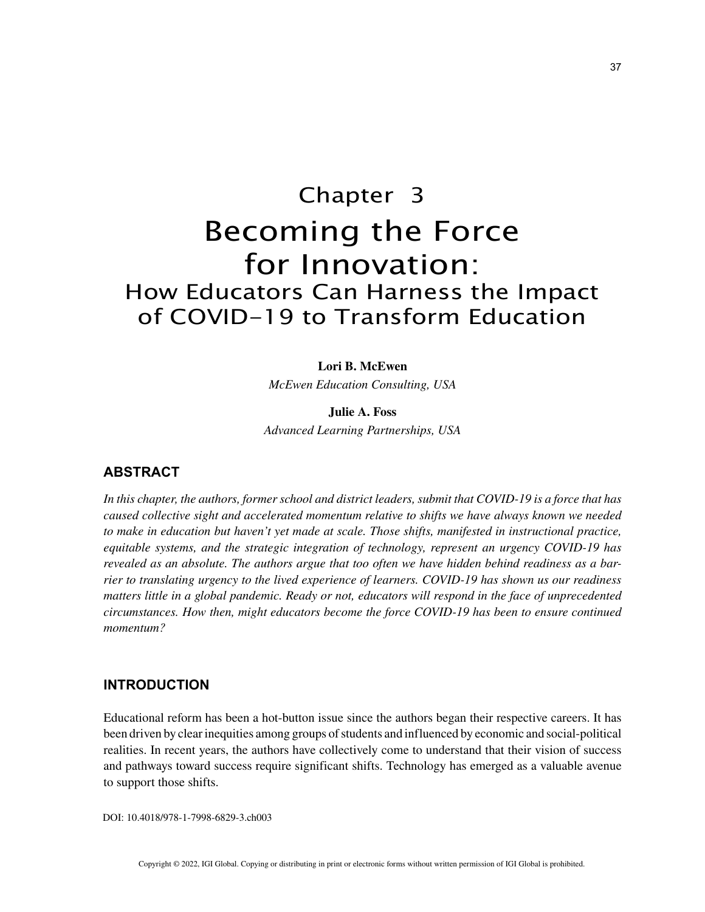# Chapter 3
# Becoming the Force for Innovation:
## How Educators Can Harness the Impact of COVID-19 to Transform Education

**Lori B. McEwen**
*McEwen Education Consulting, USA*

**Julie A. Foss**
*Advanced Learning Partnerships, USA*

## ABSTRACT

*In this chapter, the authors, former school and district leaders, submit that COVID-19 is a force that has caused collective sight and accelerated momentum relative to shifts we have always known we needed to make in education but haven't yet made at scale. Those shifts, manifested in instructional practice, equitable systems, and the strategic integration of technology, represent an urgency COVID-19 has revealed as an absolute. The authors argue that too often we have hidden behind readiness as a barrier to translating urgency to the lived experience of learners. COVID-19 has shown us our readiness matters little in a global pandemic. Ready or not, educators will respond in the face of unprecedented circumstances. How then, might educators become the force COVID-19 has been to ensure continued momentum?*

## INTRODUCTION

Educational reform has been a hot-button issue since the authors began their respective careers. It has been driven by clear inequities among groups of students and influenced by economic and social-political realities. In recent years, the authors have collectively come to understand that their vision of success and pathways toward success require significant shifts. Technology has emerged as a valuable avenue to support those shifts.

DOI: 10.4018/978-1-7998-6829-3.ch003

Copyright © 2022, IGI Global. Copying or distributing in print or electronic forms without written permission of IGI Global is prohibited.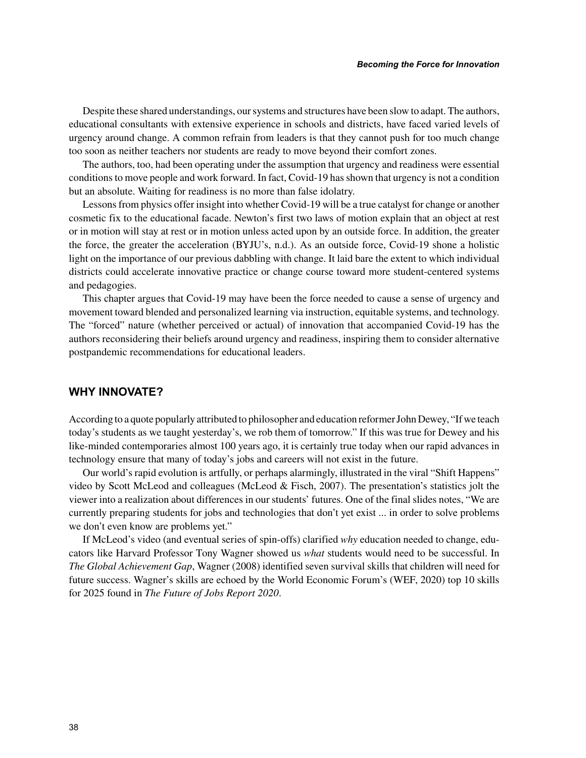Despite these shared understandings, our systems and structures have been slow to adapt. The authors, educational consultants with extensive experience in schools and districts, have faced varied levels of urgency around change. A common refrain from leaders is that they cannot push for too much change too soon as neither teachers nor students are ready to move beyond their comfort zones.

The authors, too, had been operating under the assumption that urgency and readiness were essential conditions to move people and work forward. In fact, Covid-19 has shown that urgency is not a condition but an absolute. Waiting for readiness is no more than false idolatry.

Lessons from physics offer insight into whether Covid-19 will be a true catalyst for change or another cosmetic fix to the educational facade. Newton's first two laws of motion explain that an object at rest or in motion will stay at rest or in motion unless acted upon by an outside force. In addition, the greater the force, the greater the acceleration (BYJU's, n.d.). As an outside force, Covid-19 shone a holistic light on the importance of our previous dabbling with change. It laid bare the extent to which individual districts could accelerate innovative practice or change course toward more student-centered systems and pedagogies.

This chapter argues that Covid-19 may have been the force needed to cause a sense of urgency and movement toward blended and personalized learning via instruction, equitable systems, and technology. The "forced" nature (whether perceived or actual) of innovation that accompanied Covid-19 has the authors reconsidering their beliefs around urgency and readiness, inspiring them to consider alternative postpandemic recommendations for educational leaders.

## WHY INNOVATE?

According to a quote popularly attributed to philosopher and education reformer John Dewey, "If we teach today's students as we taught yesterday's, we rob them of tomorrow." If this was true for Dewey and his like-minded contemporaries almost 100 years ago, it is certainly true today when our rapid advances in technology ensure that many of today's jobs and careers will not exist in the future.

Our world's rapid evolution is artfully, or perhaps alarmingly, illustrated in the viral "Shift Happens" video by Scott McLeod and colleagues (McLeod & Fisch, 2007). The presentation's statistics jolt the viewer into a realization about differences in our students' futures. One of the final slides notes, "We are currently preparing students for jobs and technologies that don't yet exist ... in order to solve problems we don't even know are problems yet."

If McLeod's video (and eventual series of spin-offs) clarified *why* education needed to change, educators like Harvard Professor Tony Wagner showed us *what* students would need to be successful. In *The Global Achievement Gap*, Wagner (2008) identified seven survival skills that children will need for future success. Wagner's skills are echoed by the World Economic Forum's (WEF, 2020) top 10 skills for 2025 found in *The Future of Jobs Report 2020*.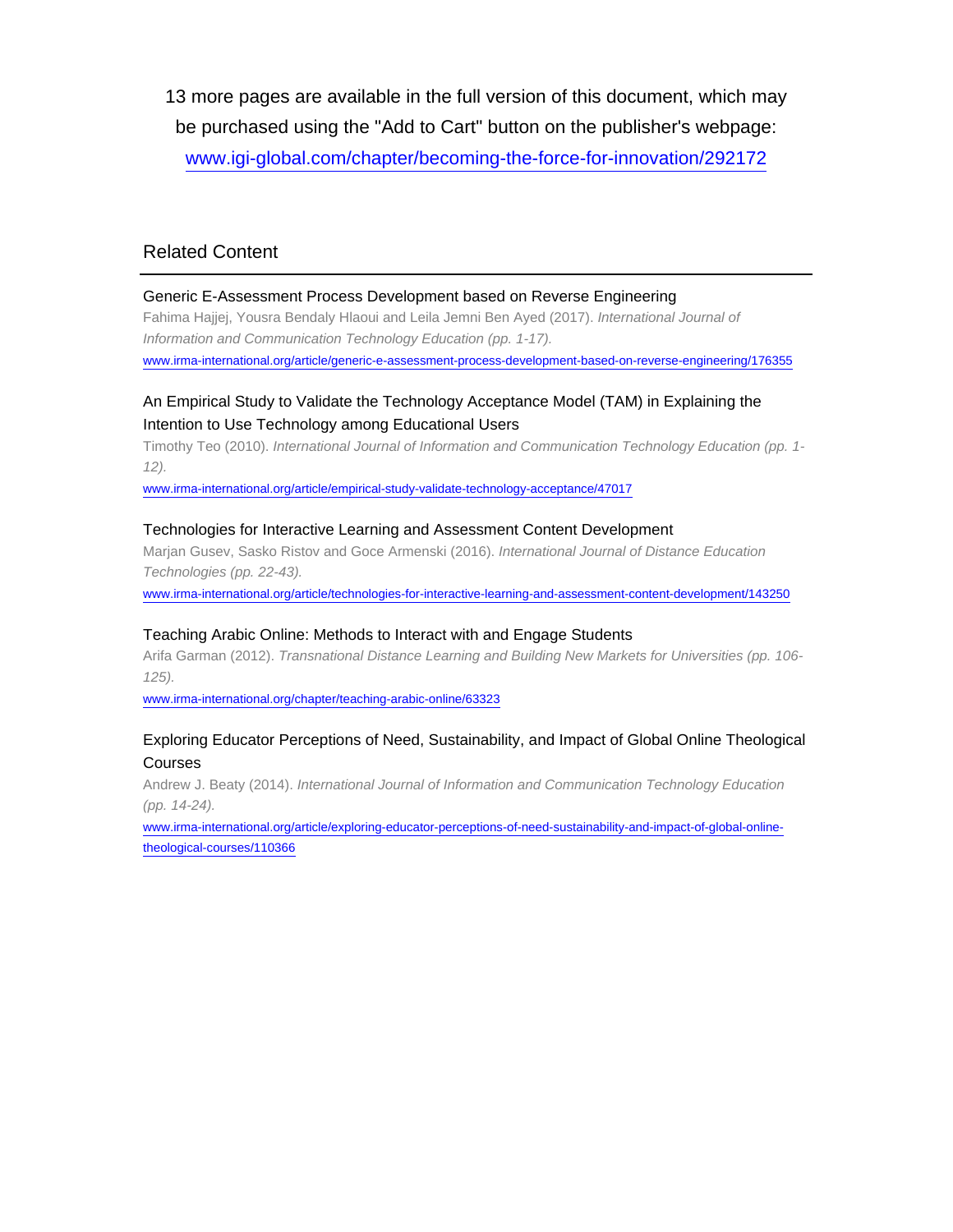13 more pages are available in the full version of this document, which may be purchased using the "Add to Cart" button on the publisher's webpage: www.igi-global.com/chapter/becoming-the-force-for-innovation/292172

## Related Content

Generic E-Assessment Process Development based on Reverse Engineering
Fahima Hajjej, Yousra Bendaly Hlaoui and Leila Jemni Ben Ayed (2017). *International Journal of Information and Communication Technology Education (pp. 1-17).*
www.irma-international.org/article/generic-e-assessment-process-development-based-on-reverse-engineering/176355

An Empirical Study to Validate the Technology Acceptance Model (TAM) in Explaining the Intention to Use Technology among Educational Users
Timothy Teo (2010). *International Journal of Information and Communication Technology Education (pp. 1-12).*
www.irma-international.org/article/empirical-study-validate-technology-acceptance/47017

Technologies for Interactive Learning and Assessment Content Development
Marjan Gusev, Sasko Ristov and Goce Armenski (2016). *International Journal of Distance Education Technologies (pp. 22-43).*
www.irma-international.org/article/technologies-for-interactive-learning-and-assessment-content-development/143250

Teaching Arabic Online: Methods to Interact with and Engage Students
Arifa Garman (2012). *Transnational Distance Learning and Building New Markets for Universities (pp. 106-125).*
www.irma-international.org/chapter/teaching-arabic-online/63323

Exploring Educator Perceptions of Need, Sustainability, and Impact of Global Online Theological Courses
Andrew J. Beaty (2014). *International Journal of Information and Communication Technology Education (pp. 14-24).*
www.irma-international.org/article/exploring-educator-perceptions-of-need-sustainability-and-impact-of-global-online-theological-courses/110366